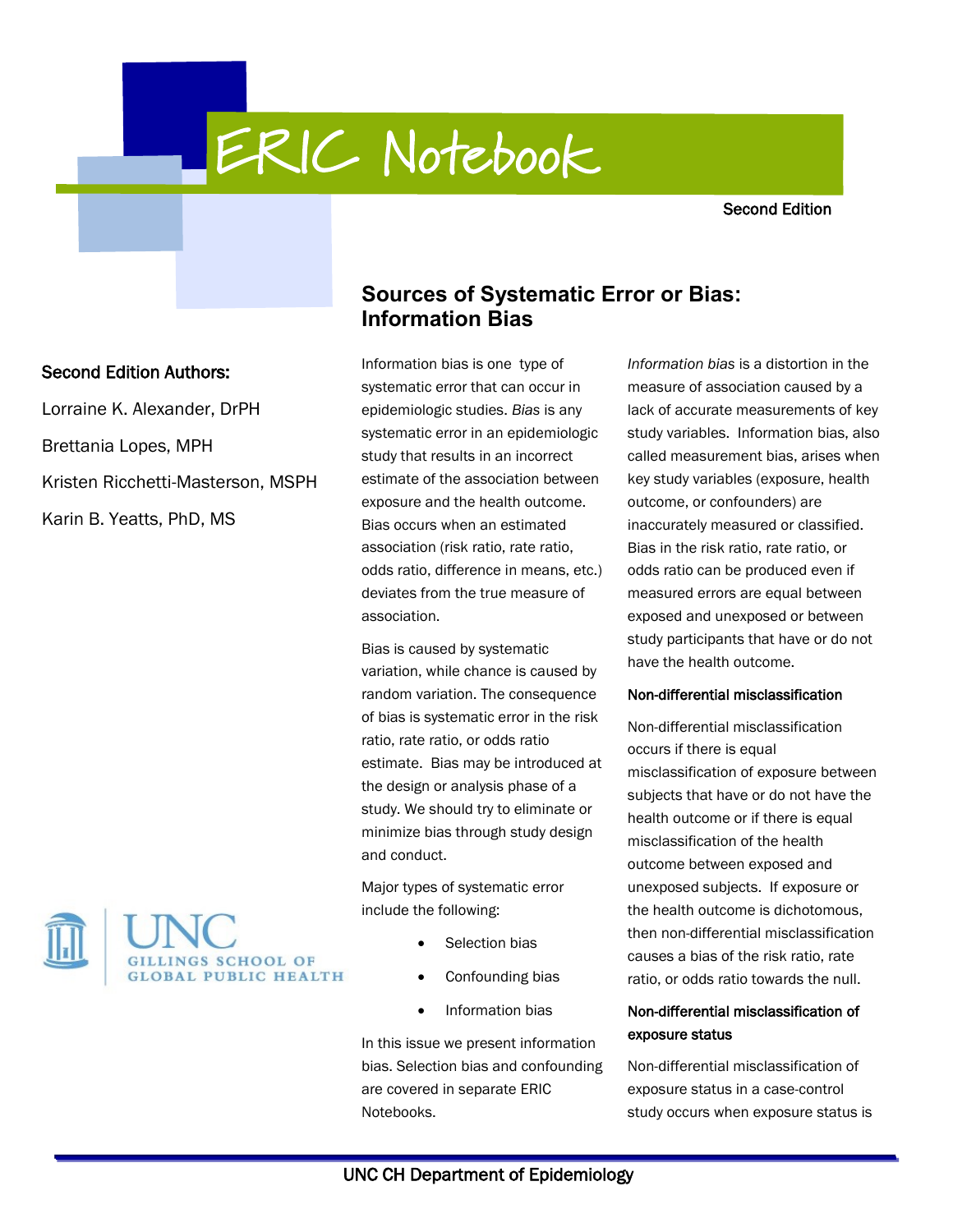# ERIC Notebook

Second Edition

**Second Edition Authors:**

Lorraine K. Alexander, DrPH

Brettania Lopes, MPH

Kristen Ricchetti-Masterson, MSPH

Karin B. Yeatts, PhD, MS

## Sources of Systematic Error or Bias: Information Bias

Information bias is one type of systematic error that can occur in epidemiologic studies. *Bias* is any systematic error in an epidemiologic study that results in an incorrect estimate of the association between exposure and the health outcome. Bias occurs when an estimated association (risk ratio, rate ratio, odds ratio, difference in means, etc.) deviates from the true measure of association.

Bias is caused by systematic variation, while chance is caused by random variation. The consequence of bias is systematic error in the risk ratio, rate ratio, or odds ratio estimate. Bias may be introduced at the design or analysis phase of a study. We should try to eliminate or minimize bias through study design and conduct.

Major types of systematic error include the following:

- Selection bias
- Confounding bias
- Information bias

In this issue we present information bias. Selection bias and confounding are covered in separate ERIC Notebooks.

*Information bias* is a distortion in the measure of association caused by a lack of accurate measurements of key study variables. Information bias, also called measurement bias, arises when key study variables (exposure, health outcome, or confounders) are inaccurately measured or classified. Bias in the risk ratio, rate ratio, or odds ratio can be produced even if measured errors are equal between exposed and unexposed or between study participants that have or do not have the health outcome.

### Non-differential misclassification

Non-differential misclassification occurs if there is equal misclassification of exposure between subjects that have or do not have the health outcome or if there is equal misclassification of the health outcome between exposed and unexposed subjects. If exposure or the health outcome is dichotomous, then non-differential misclassification causes a bias of the risk ratio, rate ratio, or odds ratio towards the null.

### Non-differential misclassification of exposure status

Non-differential misclassification of exposure status in a case-control study occurs when exposure status is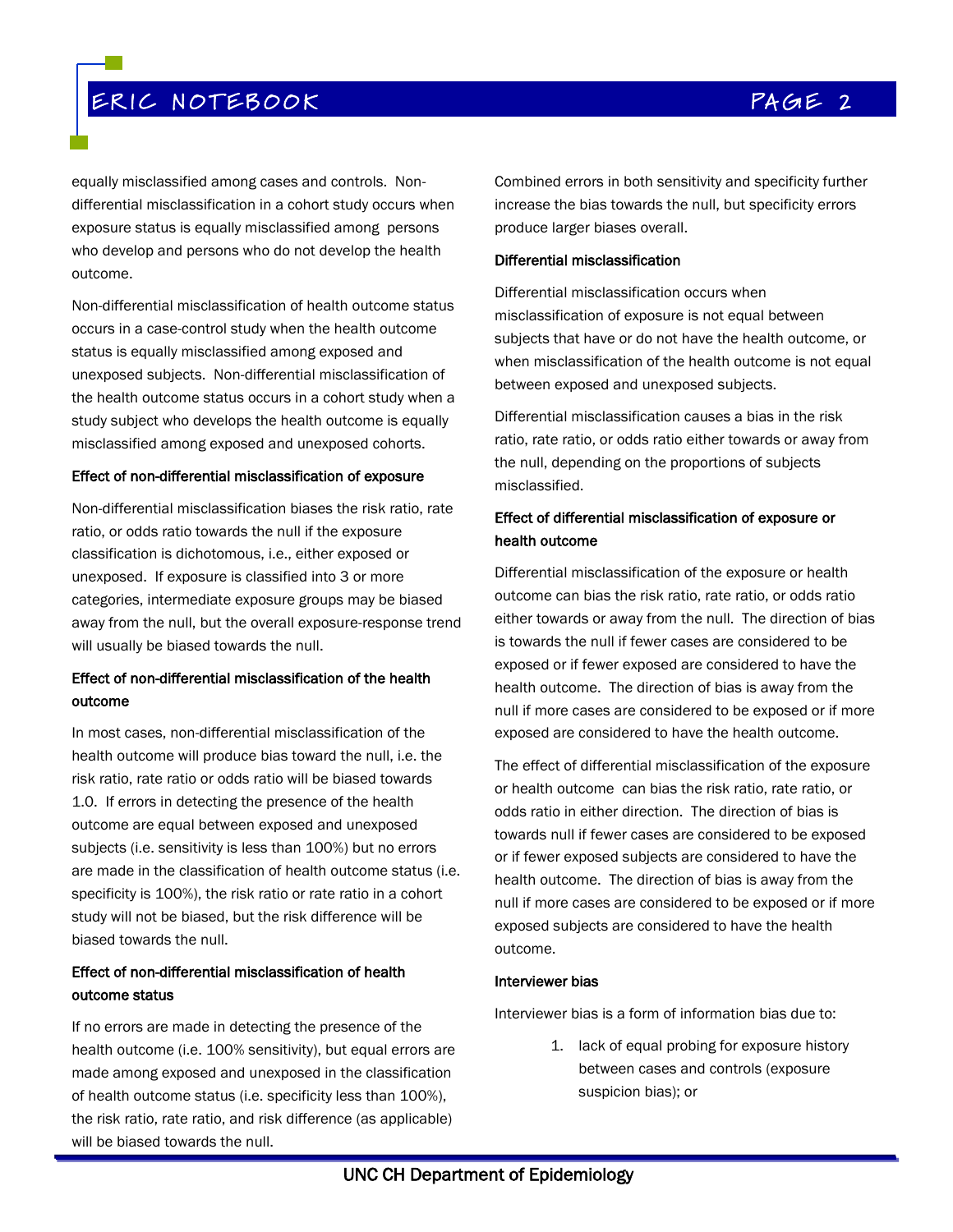equally misclassified among cases and controls. Non-differential misclassification in a cohort study occurs when exposure status is equally misclassified among persons who develop and persons who do not develop the health outcome.

Non-differential misclassification of health outcome status occurs in a case-control study when the health outcome status is equally misclassified among exposed and unexposed subjects. Non-differential misclassification of the health outcome status occurs in a cohort study when a study subject who develops the health outcome is equally misclassified among exposed and unexposed cohorts.

### Effect of non-differential misclassification of exposure

Non-differential misclassification biases the risk ratio, rate ratio, or odds ratio towards the null if the exposure classification is dichotomous, i.e., either exposed or unexposed. If exposure is classified into 3 or more categories, intermediate exposure groups may be biased away from the null, but the overall exposure-response trend will usually be biased towards the null.

### Effect of non-differential misclassification of the health outcome

In most cases, non-differential misclassification of the health outcome will produce bias toward the null, i.e. the risk ratio, rate ratio or odds ratio will be biased towards 1.0. If errors in detecting the presence of the health outcome are equal between exposed and unexposed subjects (i.e. sensitivity is less than 100%) but no errors are made in the classification of health outcome status (i.e. specificity is 100%), the risk ratio or rate ratio in a cohort study will not be biased, but the risk difference will be biased towards the null.

### Effect of non-differential misclassification of health outcome status

If no errors are made in detecting the presence of the health outcome (i.e. 100% sensitivity), but equal errors are made among exposed and unexposed in the classification of health outcome status (i.e. specificity less than 100%), the risk ratio, rate ratio, and risk difference (as applicable) will be biased towards the null.

Combined errors in both sensitivity and specificity further increase the bias towards the null, but specificity errors produce larger biases overall.

### Differential misclassification

Differential misclassification occurs when misclassification of exposure is not equal between subjects that have or do not have the health outcome, or when misclassification of the health outcome is not equal between exposed and unexposed subjects.

Differential misclassification causes a bias in the risk ratio, rate ratio, or odds ratio either towards or away from the null, depending on the proportions of subjects misclassified.

### Effect of differential misclassification of exposure or health outcome

Differential misclassification of the exposure or health outcome can bias the risk ratio, rate ratio, or odds ratio either towards or away from the null. The direction of bias is towards the null if fewer cases are considered to be exposed or if fewer exposed are considered to have the health outcome. The direction of bias is away from the null if more cases are considered to be exposed or if more exposed are considered to have the health outcome.

The effect of differential misclassification of the exposure or health outcome can bias the risk ratio, rate ratio, or odds ratio in either direction. The direction of bias is towards null if fewer cases are considered to be exposed or if fewer exposed subjects are considered to have the health outcome. The direction of bias is away from the null if more cases are considered to be exposed or if more exposed subjects are considered to have the health outcome.

### Interviewer bias

Interviewer bias is a form of information bias due to:

1. lack of equal probing for exposure history between cases and controls (exposure suspicion bias); or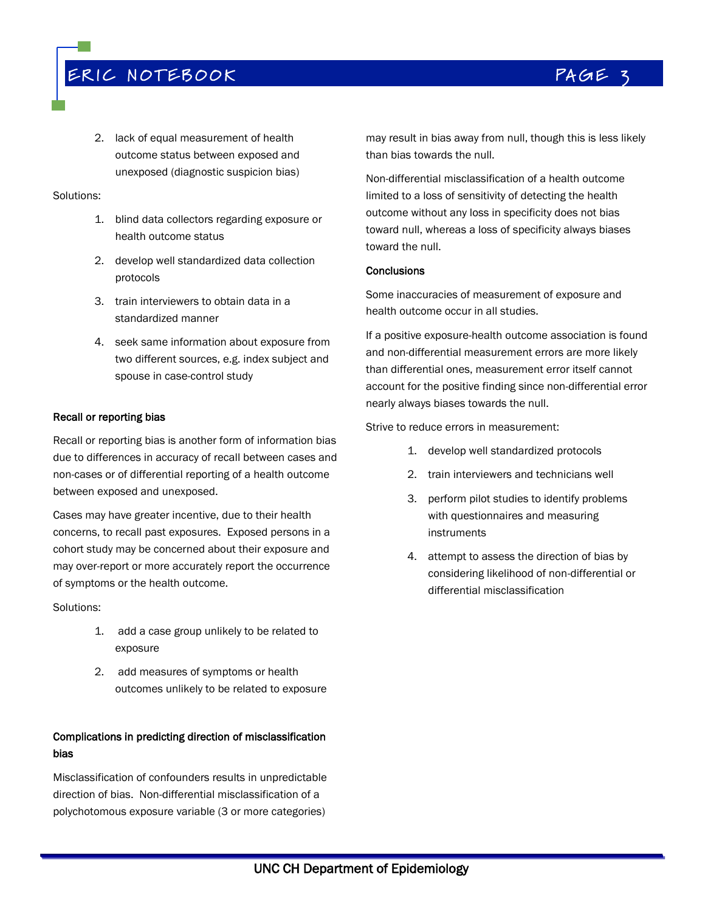2. lack of equal measurement of health outcome status between exposed and unexposed (diagnostic suspicion bias)

Solutions:

1. blind data collectors regarding exposure or health outcome status
2. develop well standardized data collection protocols
3. train interviewers to obtain data in a standardized manner
4. seek same information about exposure from two different sources, e.g. index subject and spouse in case-control study

**Recall or reporting bias**

Recall or reporting bias is another form of information bias due to differences in accuracy of recall between cases and non-cases or of differential reporting of a health outcome between exposed and unexposed.

Cases may have greater incentive, due to their health concerns, to recall past exposures. Exposed persons in a cohort study may be concerned about their exposure and may over-report or more accurately report the occurrence of symptoms or the health outcome.

Solutions:

1. add a case group unlikely to be related to exposure
2. add measures of symptoms or health outcomes unlikely to be related to exposure

**Complications in predicting direction of misclassification bias**

Misclassification of confounders results in unpredictable direction of bias. Non-differential misclassification of a polychotomous exposure variable (3 or more categories) may result in bias away from null, though this is less likely than bias towards the null.

Non-differential misclassification of a health outcome limited to a loss of sensitivity of detecting the health outcome without any loss in specificity does not bias toward null, whereas a loss of specificity always biases toward the null.

**Conclusions**

Some inaccuracies of measurement of exposure and health outcome occur in all studies.

If a positive exposure-health outcome association is found and non-differential measurement errors are more likely than differential ones, measurement error itself cannot account for the positive finding since non-differential error nearly always biases towards the null.

Strive to reduce errors in measurement:

1. develop well standardized protocols
2. train interviewers and technicians well
3. perform pilot studies to identify problems with questionnaires and measuring instruments
4. attempt to assess the direction of bias by considering likelihood of non-differential or differential misclassification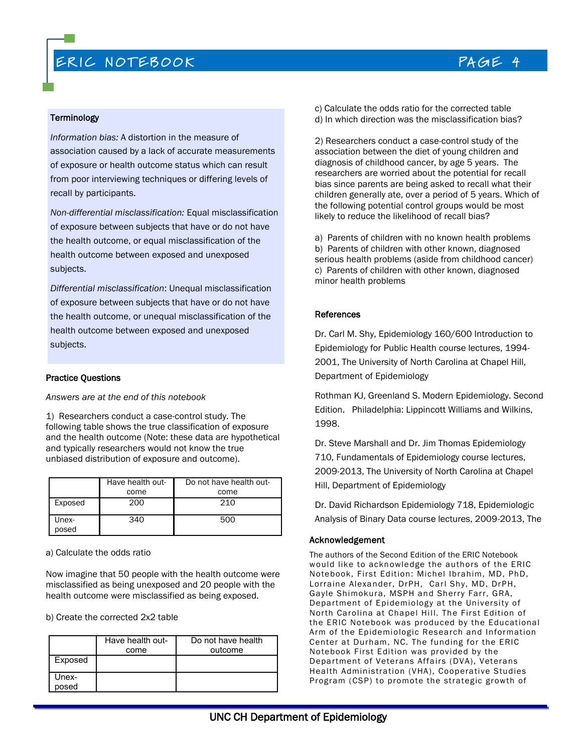## Terminology

*Information bias:* A distortion in the measure of association caused by a lack of accurate measurements of exposure or health outcome status which can result from poor interviewing techniques or differing levels of recall by participants.

*Non-differential misclassification:* Equal misclassification of exposure between subjects that have or do not have the health outcome, or equal misclassification of the health outcome between exposed and unexposed subjects.

*Differential misclassification*: Unequal misclassification of exposure between subjects that have or do not have the health outcome, or unequal misclassification of the health outcome between exposed and unexposed subjects.

## Practice Questions

*Answers are at the end of this notebook*

1) Researchers conduct a case-control study. The following table shows the true classification of exposure and the health outcome (Note: these data are hypothetical and typically researchers would not know the true unbiased distribution of exposure and outcome).

| | Have health outcome | Do not have health outcome |
|---|---|---|
| Exposed | 200 | 210 |
| Unexposed | 340 | 500 |

a) Calculate the odds ratio

Now imagine that 50 people with the health outcome were misclassified as being unexposed and 20 people with the health outcome were misclassified as being exposed.

b) Create the corrected 2x2 table

| | Have health outcome | Do not have health outcome |
|---|---|---|
| Exposed | | |
| Unexposed | | |

c) Calculate the odds ratio for the corrected table

d) In which direction was the misclassification bias?

2) Researchers conduct a case-control study of the association between the diet of young children and diagnosis of childhood cancer, by age 5 years. The researchers are worried about the potential for recall bias since parents are being asked to recall what their children generally ate, over a period of 5 years. Which of the following potential control groups would be most likely to reduce the likelihood of recall bias?

a) Parents of children with no known health problems
b) Parents of children with other known, diagnosed serious health problems (aside from childhood cancer)
c) Parents of children with other known, diagnosed minor health problems

## References

Dr. Carl M. Shy, Epidemiology 160/600 Introduction to Epidemiology for Public Health course lectures, 1994-2001, The University of North Carolina at Chapel Hill, Department of Epidemiology

Rothman KJ, Greenland S. Modern Epidemiology. Second Edition. Philadelphia: Lippincott Williams and Wilkins, 1998.

Dr. Steve Marshall and Dr. Jim Thomas Epidemiology 710, Fundamentals of Epidemiology course lectures, 2009-2013, The University of North Carolina at Chapel Hill, Department of Epidemiology

Dr. David Richardson Epidemiology 718, Epidemiologic Analysis of Binary Data course lectures, 2009-2013, The

## Acknowledgement

The authors of the Second Edition of the ERIC Notebook would like to acknowledge the authors of the ERIC Notebook, First Edition: Michel Ibrahim, MD, PhD, Lorraine Alexander, DrPH, Carl Shy, MD, DrPH, Gayle Shimokura, MSPH and Sherry Farr, GRA, Department of Epidemiology at the University of North Carolina at Chapel Hill. The First Edition of the ERIC Notebook was produced by the Educational Arm of the Epidemiologic Research and Information Center at Durham, NC. The funding for the ERIC Notebook First Edition was provided by the Department of Veterans Affairs (DVA), Veterans Health Administration (VHA), Cooperative Studies Program (CSP) to promote the strategic growth of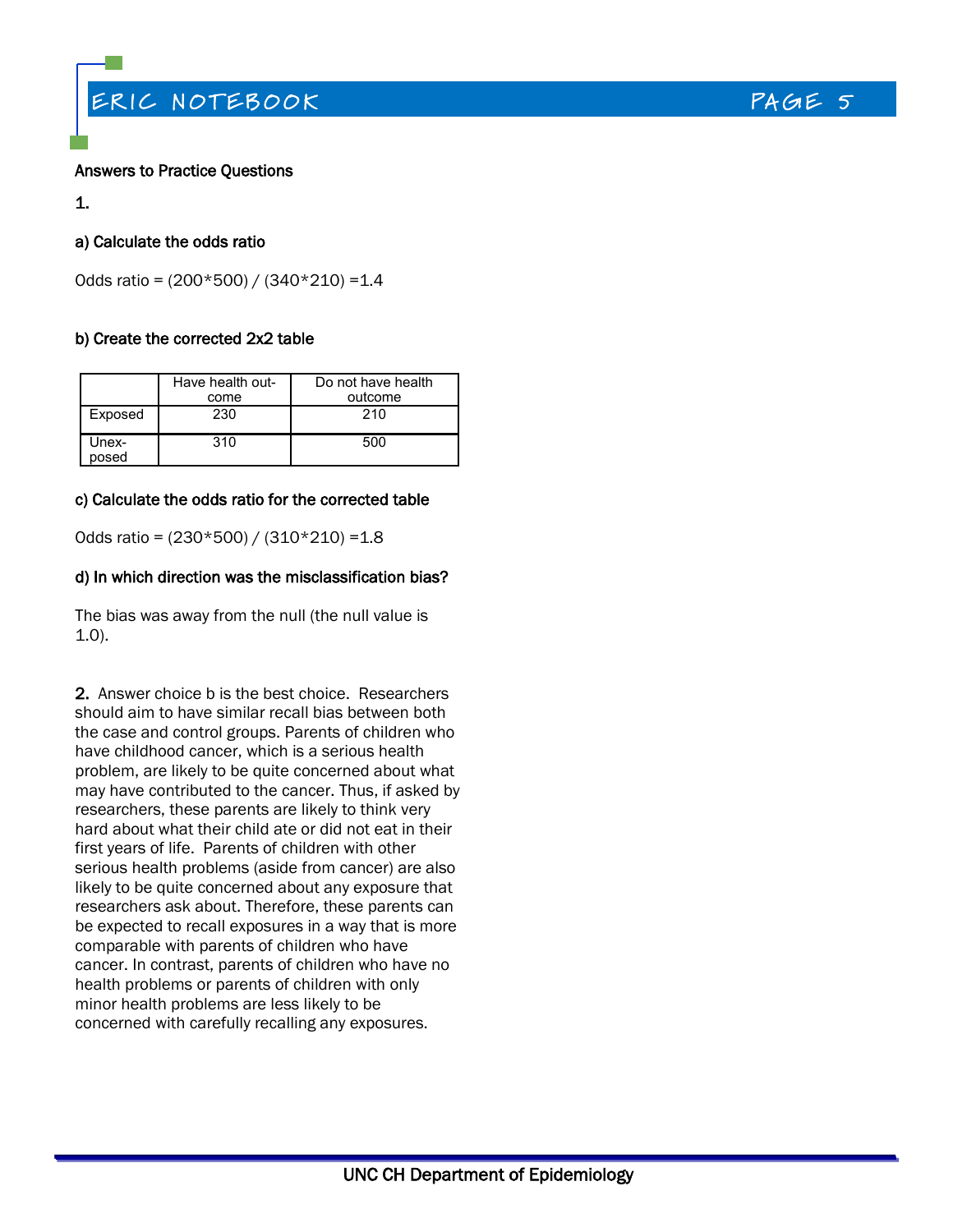**Answers to Practice Questions**

**1.**

**a) Calculate the odds ratio**

Odds ratio = (200*500) / (340*210) =1.4

**b) Create the corrected 2x2 table**

| | Have health outcome | Do not have health outcome |
|---|---|---|
| Exposed | 230 | 210 |
| Unexposed | 310 | 500 |

**c) Calculate the odds ratio for the corrected table**

Odds ratio = (230*500) / (310*210) =1.8

**d) In which direction was the misclassification bias?**

The bias was away from the null (the null value is 1.0).

**2.** Answer choice b is the best choice. Researchers should aim to have similar recall bias between both the case and control groups. Parents of children who have childhood cancer, which is a serious health problem, are likely to be quite concerned about what may have contributed to the cancer. Thus, if asked by researchers, these parents are likely to think very hard about what their child ate or did not eat in their first years of life. Parents of children with other serious health problems (aside from cancer) are also likely to be quite concerned about any exposure that researchers ask about. Therefore, these parents can be expected to recall exposures in a way that is more comparable with parents of children who have cancer. In contrast, parents of children who have no health problems or parents of children with only minor health problems are less likely to be concerned with carefully recalling any exposures.